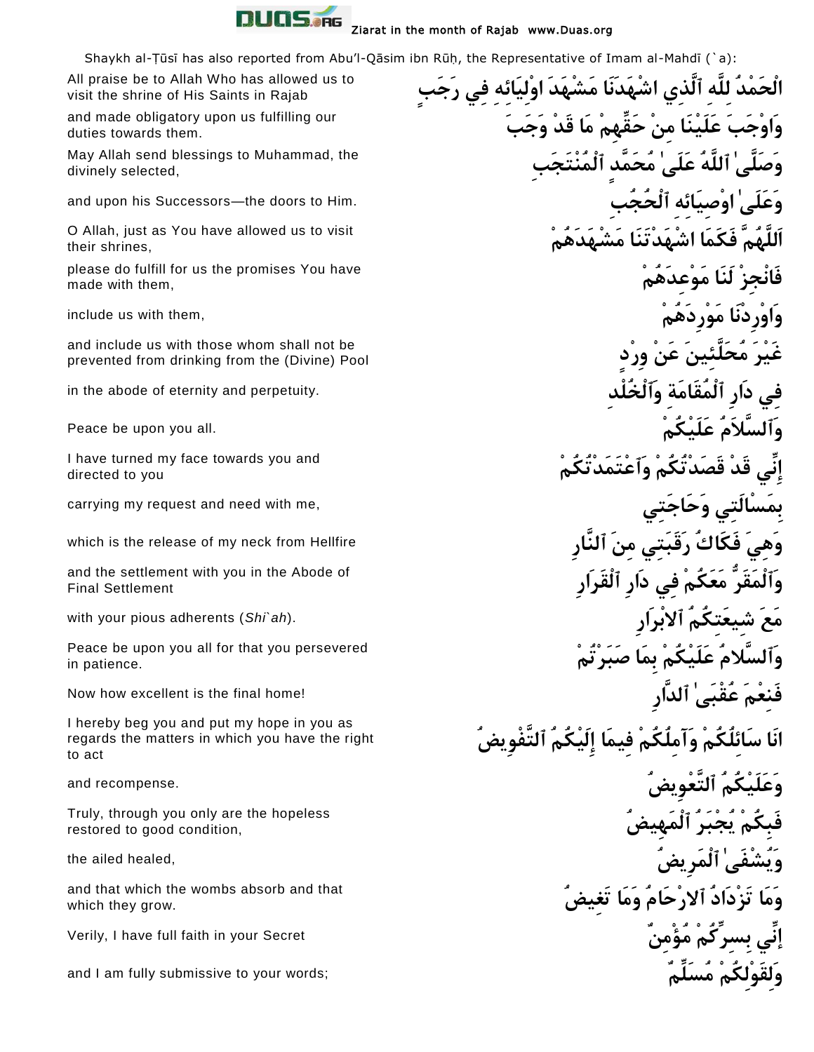Shaykh al-Ṭūsī has also reported from Abu'l-Qāsim ibn Rūḥ, the Representative of Imam al-Mahdī (`a):

| | |
|---|---|
| All praise be to Allah Who has allowed us to visit the shrine of His Saints in Rajab | الْحَمْدُ لِلَّهِ ٱلَّذِي اشْهَدَنَا مَشْهَدَ اوْلِيَائِهِ فِي رَجَبٍ |
| and made obligatory upon us fulfilling our duties towards them. | وَاوْجَبَ عَلَيْنَا مِنْ حَقِّهِمْ مَا قَدْ وَجَبَ |
| May Allah send blessings to Muhammad, the divinely selected, | وَصَلَّىٰ ٱللَّهُ عَلَىٰ مُحَمَّدٍ ٱلْمُنْتَجَبِ |
| and upon his Successors—the doors to Him. | وَعَلَىٰ اوْصِيَائِهِ ٱلْحُجُبِ |
| O Allah, just as You have allowed us to visit their shrines, | اَللَّهُمَّ فَكَمَا اشْهَدْتَنَا مَشْهَدَهُمْ |
| please do fulfill for us the promises You have made with them, | فَانْجِزْ لَنَا مَوْعِدَهُمْ |
| include us with them, | وَاوْرِدْنَا مَوْرِدَهُمْ |
| and include us with those whom shall not be prevented from drinking from the (Divine) Pool | غَيْرَ مُحَلَّئِينَ عَنْ وِرْدٍ |
| in the abode of eternity and perpetuity. | فِي دَارِ ٱلْمُقَامَةِ وَٱلْخُلْدِ |
| Peace be upon you all. | وَٱلسَّلاَمُ عَلَيْكُمْ |
| I have turned my face towards you and directed to you | إِنِّي قَدْ قَصَدْتُكُمْ وَٱعْتَمَدْتُكُمْ |
| carrying my request and need with me, | بِمَسْالَتِي وَحَاجَتِي |
| which is the release of my neck from Hellfire | وَهِيَ فَكَاكُ رَقَبَتِي مِنَ ٱلنَّارِ |
| and the settlement with you in the Abode of Final Settlement | وَٱلْمَقَرُّ مَعَكُمْ فِي دَارِ ٱلْقَرَارِ |
| with your pious adherents (*Shi`ah*). | مَعَ شِيعَتِكُمُ ٱلابْرَارِ |
| Peace be upon you all for that you persevered in patience. | وَٱلسَّلامُ عَلَيْكُمْ بِمَا صَبَرْتُمْ |
| Now how excellent is the final home! | فَنِعْمَ عُقْبَىٰ ٱلدَّارِ |
| I hereby beg you and put my hope in you as regards the matters in which you have the right to act | انَا سَائِلُكُمْ وَآمِلُكُمْ فِيمَا إِلَيْكُمُ ٱلتَّفْوِيضُ |
| and recompense. | وَعَلَيْكُمُ ٱلتَّعْوِيضُ |
| Truly, through you only are the hopeless restored to good condition, | فَبِكُمْ يُجْبَرُ ٱلْمَهِيضُ |
| the ailed healed, | وَيُشْفَىٰ ٱلْمَرِيضُ |
| and that which the wombs absorb and that which they grow. | وَمَا تَزْدَادُ ٱلارْحَامُ وَمَا تَغِيضُ |
| Verily, I have full faith in your Secret | إِنِّي بِسِرِّكُمْ مُؤْمِنٌ |
| and I am fully submissive to your words; | وَلِقَوْلِكُمْ مُسَلِّمٌ |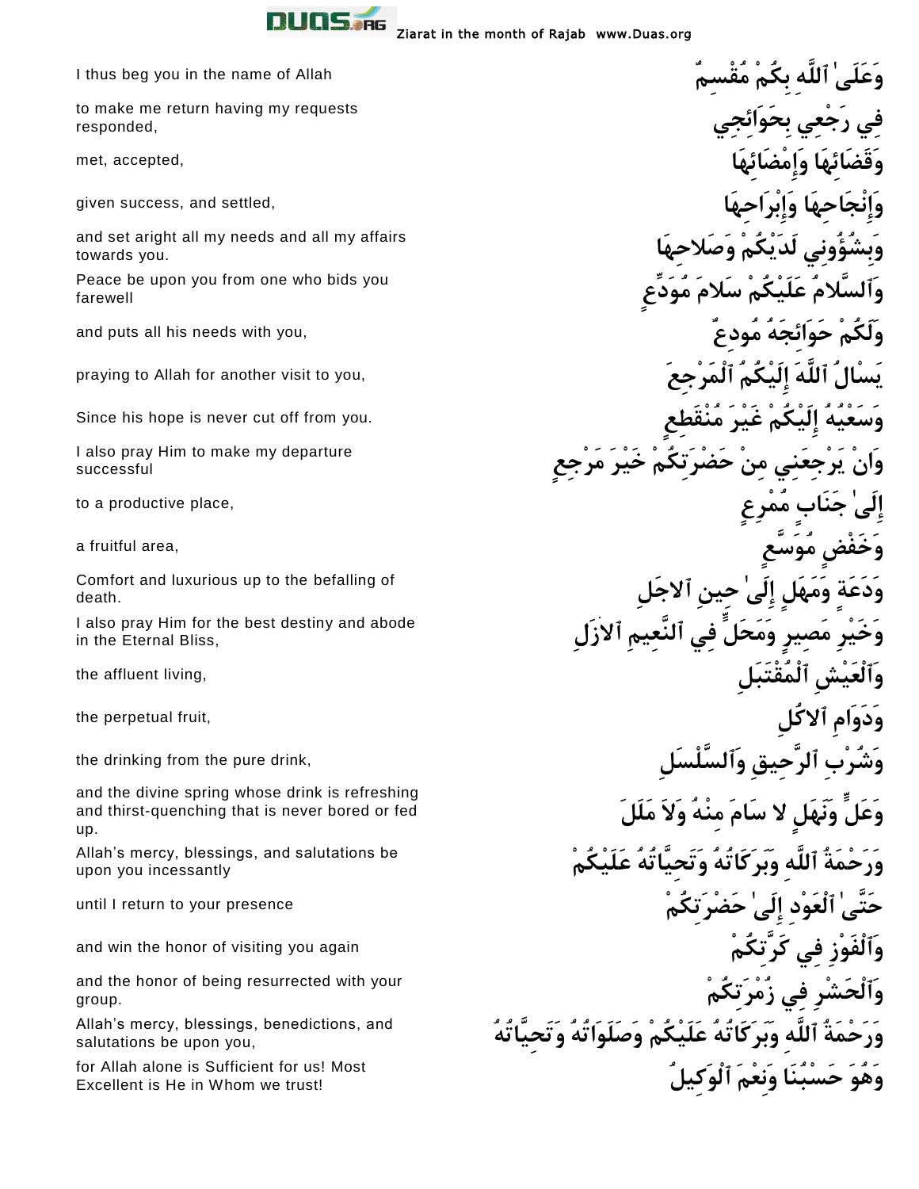| | |
|---|---|
| I thus beg you in the name of Allah | وَعَلَىٰ ٱللَّهِ بِكُمْ مُقْسِمٌ |
| to make me return having my requests responded, | فِي رَجْعِي بِحَوَائِجِي |
| met, accepted, | وَقَضَائِهَا وَإِمْضَائِهَا |
| given success, and settled, | وَإِنْجَاحِهَا وَإِبْرَاحِهَا |
| and set aright all my needs and all my affairs towards you. | وَبِشُؤُونِي لَدَيْكُمْ وَصَلاحِهَا |
| Peace be upon you from one who bids you farewell | وَٱلسَّلامُ عَلَيْكُمْ سَلامَ مُوَدِّعٍ |
| and puts all his needs with you, | وَلَكُمْ حَوَائِجَهُ مُودِعٌ |
| praying to Allah for another visit to you, | يَسْألُ ٱللَّهَ إِلَيْكُمُ ٱلْمَرْجِعَ |
| Since his hope is never cut off from you. | وَسَعْيُهُ إِلَيْكُمْ غَيْرَ مُنْقَطِعٍ |
| I also pray Him to make my departure successful | وَانْ يَرْجِعَنِي مِنْ حَضْرَتِكُمْ خَيْرَ مَرْجِعٍ |
| to a productive place, | إِلَىٰ جَنَابٍ مُمْرِعٍ |
| a fruitful area, | وَخَفْضٍ مُوَسَّعٍ |
| Comfort and luxurious up to the befalling of death. | وَدَعَةٍ وَمَهَلٍ إِلَىٰ حِينِ ٱلاجَلِ |
| I also pray Him for the best destiny and abode in the Eternal Bliss, | وَخَيْرِ مَصِيرٍ وَمَحَلٍّ فِي ٱلنَّعِيمِ ٱلازَلِ |
| the affluent living, | وَٱلْعَيْشِ ٱلْمُقْتَبَلِ |
| the perpetual fruit, | وَدَوَامِ ٱلاكُلِ |
| the drinking from the pure drink, | وَشُرْبِ ٱلرَّحِيقِ وَٱلسَّلْسَلِ |
| and the divine spring whose drink is refreshing and thirst-quenching that is never bored or fed up. | وَعَلٍّ وَنَهَلٍ لا سَامَ مِنْهُ وَلاَ مَلَلَ |
| Allah's mercy, blessings, and salutations be upon you incessantly | وَرَحْمَةُ ٱللَّهِ وَبَرَكَاتُهُ وَتَحِيَّاتُهُ عَلَيْكُمْ |
| until I return to your presence | حَتَّىٰ ٱلْعَوْدِ إِلَىٰ حَضْرَتِكُمْ |
| and win the honor of visiting you again | وَٱلْفَوْزِ فِي كَرَّتِكُمْ |
| and the honor of being resurrected with your group. | وَٱلْحَشْرِ فِي زُمْرَتِكُمْ |
| Allah's mercy, blessings, benedictions, and salutations be upon you, | وَرَحْمَةُ ٱللَّهِ وَبَرَكَاتُهُ عَلَيْكُمْ وَصَلَوَاتُهُ وَتَحِيَّاتُهُ |
| for Allah alone is Sufficient for us! Most Excellent is He in Whom we trust! | وَهُوَ حَسْبُنَا وَنِعْمَ ٱلْوَكِيلُ |